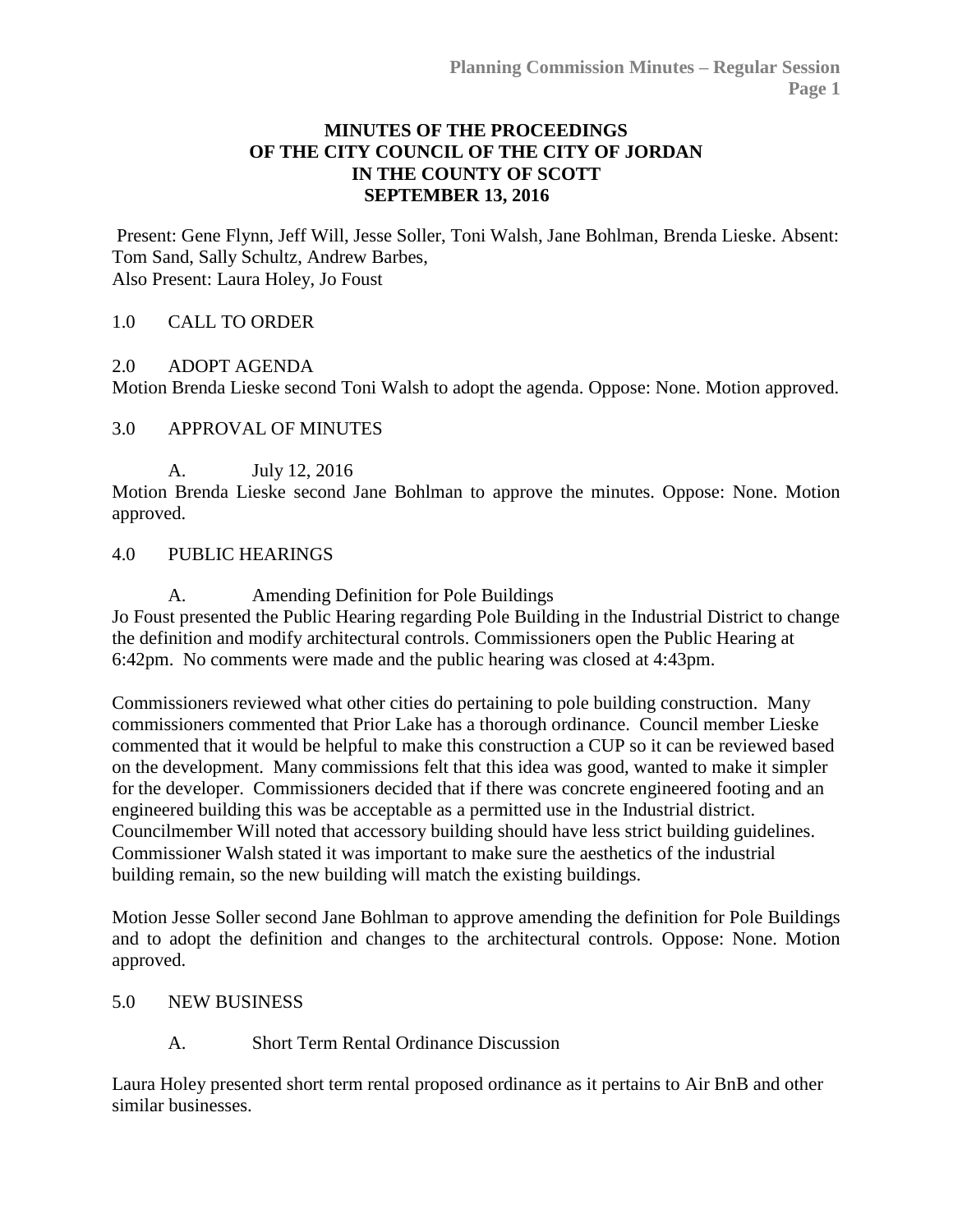# MINUTES OF THE PROCEEDINGS OF THE CITY COUNCIL OF THE CITY OF JORDAN IN THE COUNTY OF SCOTT SEPTEMBER 13, 2016

Present: Gene Flynn, Jeff Will, Jesse Soller, Toni Walsh, Jane Bohlman, Brenda Lieske. Absent: Tom Sand, Sally Schultz, Andrew Barbes,
Also Present: Laura Holey, Jo Foust

## 1.0 CALL TO ORDER

## 2.0 ADOPT AGENDA

Motion Brenda Lieske second Toni Walsh to adopt the agenda. Oppose: None. Motion approved.

## 3.0 APPROVAL OF MINUTES

A. July 12, 2016

Motion Brenda Lieske second Jane Bohlman to approve the minutes. Oppose: None. Motion approved.

## 4.0 PUBLIC HEARINGS

A. Amending Definition for Pole Buildings

Jo Foust presented the Public Hearing regarding Pole Building in the Industrial District to change the definition and modify architectural controls. Commissioners open the Public Hearing at 6:42pm. No comments were made and the public hearing was closed at 4:43pm.

Commissioners reviewed what other cities do pertaining to pole building construction. Many commissioners commented that Prior Lake has a thorough ordinance. Council member Lieske commented that it would be helpful to make this construction a CUP so it can be reviewed based on the development. Many commissions felt that this idea was good, wanted to make it simpler for the developer. Commissioners decided that if there was concrete engineered footing and an engineered building this was be acceptable as a permitted use in the Industrial district. Councilmember Will noted that accessory building should have less strict building guidelines. Commissioner Walsh stated it was important to make sure the aesthetics of the industrial building remain, so the new building will match the existing buildings.

Motion Jesse Soller second Jane Bohlman to approve amending the definition for Pole Buildings and to adopt the definition and changes to the architectural controls. Oppose: None. Motion approved.

## 5.0 NEW BUSINESS

A. Short Term Rental Ordinance Discussion

Laura Holey presented short term rental proposed ordinance as it pertains to Air BnB and other similar businesses.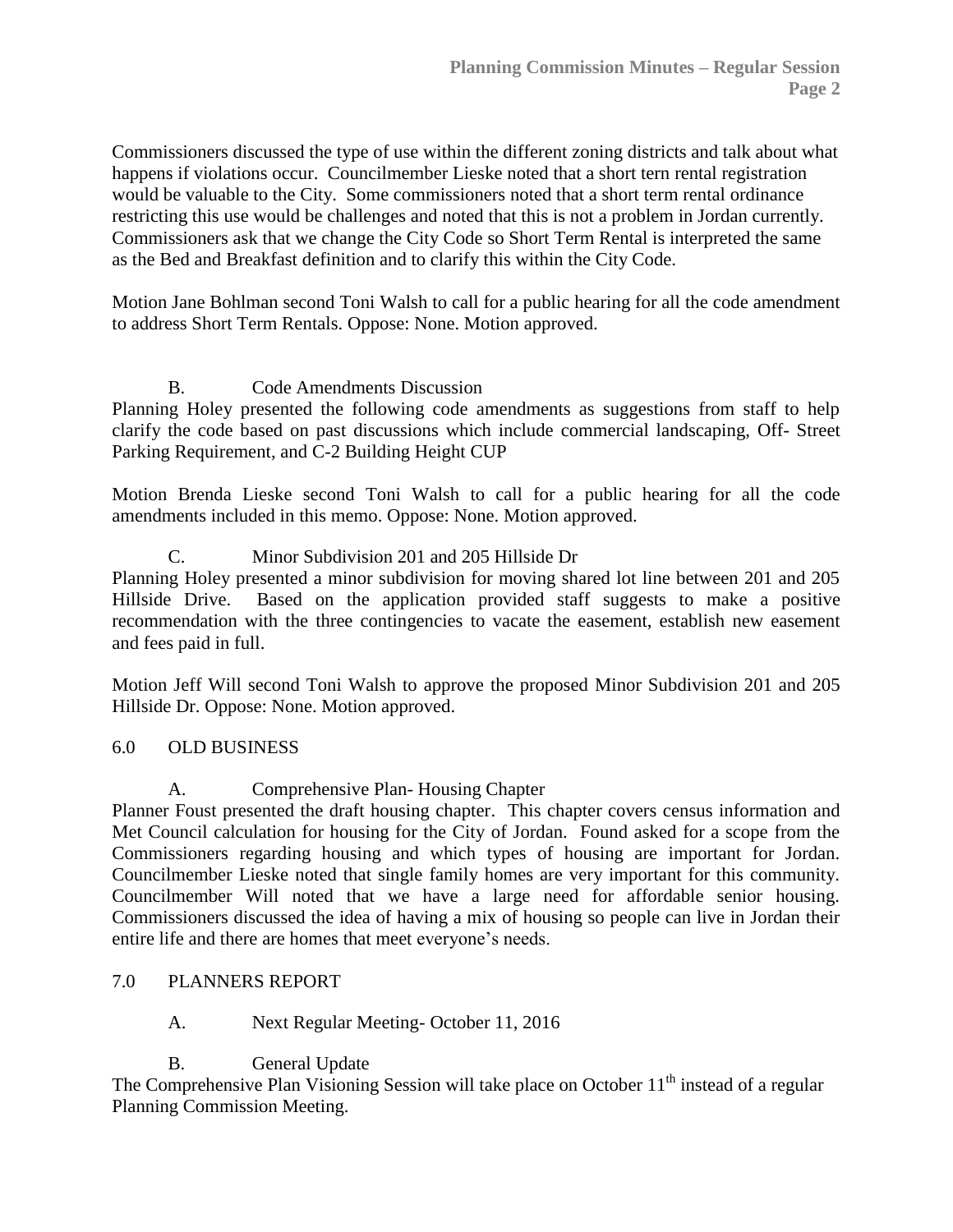Commissioners discussed the type of use within the different zoning districts and talk about what happens if violations occur. Councilmember Lieske noted that a short tern rental registration would be valuable to the City. Some commissioners noted that a short term rental ordinance restricting this use would be challenges and noted that this is not a problem in Jordan currently. Commissioners ask that we change the City Code so Short Term Rental is interpreted the same as the Bed and Breakfast definition and to clarify this within the City Code.

Motion Jane Bohlman second Toni Walsh to call for a public hearing for all the code amendment to address Short Term Rentals. Oppose: None. Motion approved.

B. Code Amendments Discussion

Planning Holey presented the following code amendments as suggestions from staff to help clarify the code based on past discussions which include commercial landscaping, Off- Street Parking Requirement, and C-2 Building Height CUP

Motion Brenda Lieske second Toni Walsh to call for a public hearing for all the code amendments included in this memo. Oppose: None. Motion approved.

C. Minor Subdivision 201 and 205 Hillside Dr

Planning Holey presented a minor subdivision for moving shared lot line between 201 and 205 Hillside Drive. Based on the application provided staff suggests to make a positive recommendation with the three contingencies to vacate the easement, establish new easement and fees paid in full.

Motion Jeff Will second Toni Walsh to approve the proposed Minor Subdivision 201 and 205 Hillside Dr. Oppose: None. Motion approved.

## 6.0 OLD BUSINESS

A. Comprehensive Plan- Housing Chapter

Planner Foust presented the draft housing chapter. This chapter covers census information and Met Council calculation for housing for the City of Jordan. Found asked for a scope from the Commissioners regarding housing and which types of housing are important for Jordan. Councilmember Lieske noted that single family homes are very important for this community. Councilmember Will noted that we have a large need for affordable senior housing. Commissioners discussed the idea of having a mix of housing so people can live in Jordan their entire life and there are homes that meet everyone's needs.

## 7.0 PLANNERS REPORT

A. Next Regular Meeting- October 11, 2016

B. General Update

The Comprehensive Plan Visioning Session will take place on October 11th instead of a regular Planning Commission Meeting.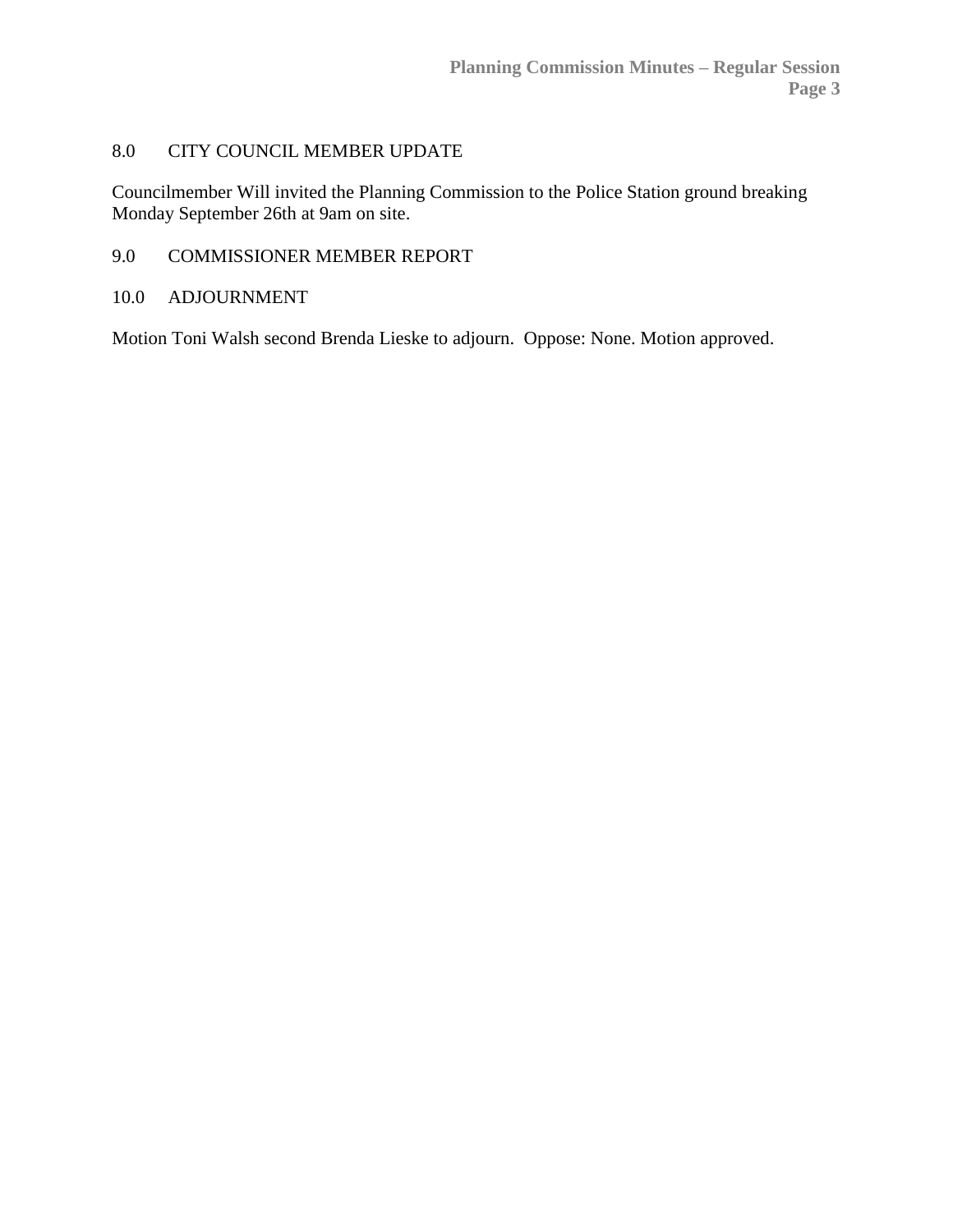## 8.0 CITY COUNCIL MEMBER UPDATE

Councilmember Will invited the Planning Commission to the Police Station ground breaking Monday September 26th at 9am on site.

## 9.0 COMMISSIONER MEMBER REPORT

## 10.0 ADJOURNMENT

Motion Toni Walsh second Brenda Lieske to adjourn. Oppose: None. Motion approved.